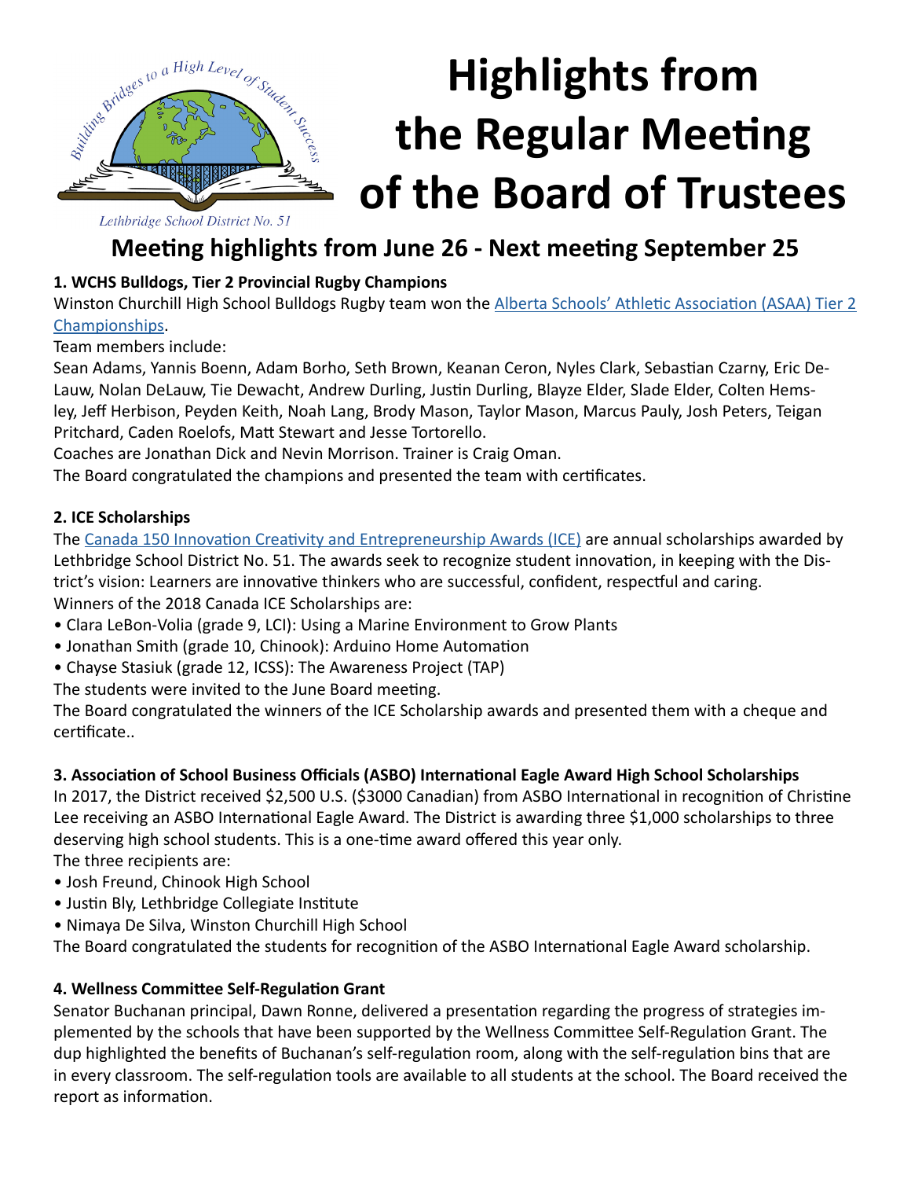# Highlights from the Regular Meeting of the Board of Trustees

Lethbridge School District No. 51

## Meeting highlights from June 26 - Next meeting September 25

**1. WCHS Bulldogs, Tier 2 Provincial Rugby Champions**

Winston Churchill High School Bulldogs Rugby team won the Alberta Schools' Athletic Association (ASAA) Tier 2 Championships.

Team members include:

Sean Adams, Yannis Boenn, Adam Borho, Seth Brown, Keanan Ceron, Nyles Clark, Sebastian Czarny, Eric DeLauw, Nolan DeLauw, Tie Dewacht, Andrew Durling, Justin Durling, Blayze Elder, Slade Elder, Colten Hemsley, Jeff Herbison, Peyden Keith, Noah Lang, Brody Mason, Taylor Mason, Marcus Pauly, Josh Peters, Teigan Pritchard, Caden Roelofs, Matt Stewart and Jesse Tortorello.

Coaches are Jonathan Dick and Nevin Morrison. Trainer is Craig Oman.

The Board congratulated the champions and presented the team with certificates.

**2. ICE Scholarships**

The Canada 150 Innovation Creativity and Entrepreneurship Awards (ICE) are annual scholarships awarded by Lethbridge School District No. 51. The awards seek to recognize student innovation, in keeping with the District's vision: Learners are innovative thinkers who are successful, confident, respectful and caring.

Winners of the 2018 Canada ICE Scholarships are:

- Clara LeBon-Volia (grade 9, LCI): Using a Marine Environment to Grow Plants
- Jonathan Smith (grade 10, Chinook): Arduino Home Automation
- Chayse Stasiuk (grade 12, ICSS): The Awareness Project (TAP)

The students were invited to the June Board meeting.

The Board congratulated the winners of the ICE Scholarship awards and presented them with a cheque and certificate..

**3. Association of School Business Officials (ASBO) International Eagle Award High School Scholarships**

In 2017, the District received $2,500 U.S. ($3000 Canadian) from ASBO International in recognition of Christine Lee receiving an ASBO International Eagle Award. The District is awarding three $1,000 scholarships to three deserving high school students. This is a one-time award offered this year only.

The three recipients are:

- Josh Freund, Chinook High School
- Justin Bly, Lethbridge Collegiate Institute
- Nimaya De Silva, Winston Churchill High School

The Board congratulated the students for recognition of the ASBO International Eagle Award scholarship.

**4. Wellness Committee Self-Regulation Grant**

Senator Buchanan principal, Dawn Ronne, delivered a presentation regarding the progress of strategies implemented by the schools that have been supported by the Wellness Committee Self-Regulation Grant. The dup highlighted the benefits of Buchanan's self-regulation room, along with the self-regulation bins that are in every classroom. The self-regulation tools are available to all students at the school. The Board received the report as information.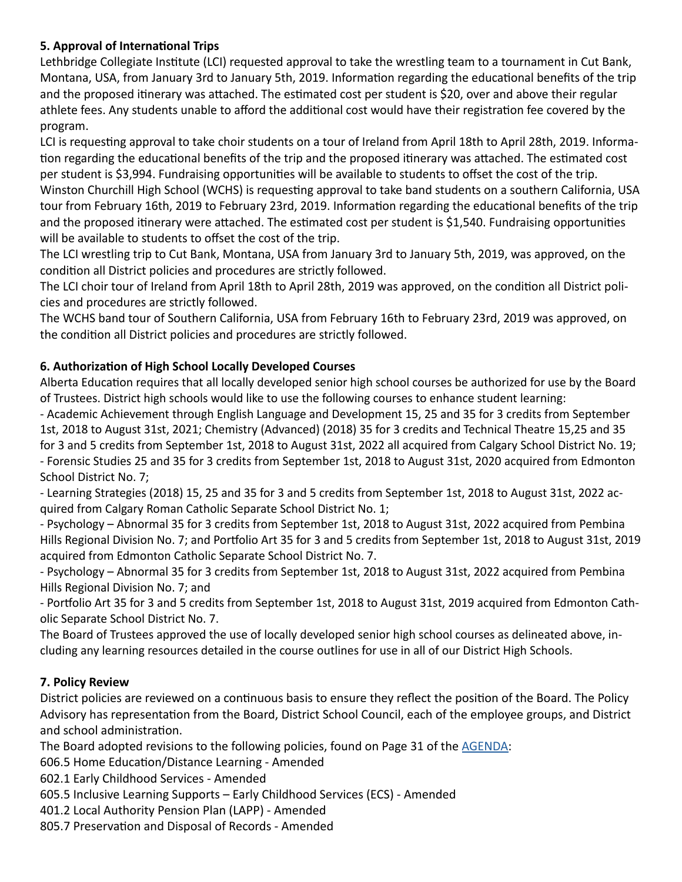**5. Approval of International Trips**

Lethbridge Collegiate Institute (LCI) requested approval to take the wrestling team to a tournament in Cut Bank, Montana, USA, from January 3rd to January 5th, 2019. Information regarding the educational benefits of the trip and the proposed itinerary was attached. The estimated cost per student is $20, over and above their regular athlete fees. Any students unable to afford the additional cost would have their registration fee covered by the program.

LCI is requesting approval to take choir students on a tour of Ireland from April 18th to April 28th, 2019. Information regarding the educational benefits of the trip and the proposed itinerary was attached. The estimated cost per student is $3,994. Fundraising opportunities will be available to students to offset the cost of the trip.

Winston Churchill High School (WCHS) is requesting approval to take band students on a southern California, USA tour from February 16th, 2019 to February 23rd, 2019. Information regarding the educational benefits of the trip and the proposed itinerary were attached. The estimated cost per student is $1,540. Fundraising opportunities will be available to students to offset the cost of the trip.

The LCI wrestling trip to Cut Bank, Montana, USA from January 3rd to January 5th, 2019, was approved, on the condition all District policies and procedures are strictly followed.

The LCI choir tour of Ireland from April 18th to April 28th, 2019 was approved, on the condition all District policies and procedures are strictly followed.

The WCHS band tour of Southern California, USA from February 16th to February 23rd, 2019 was approved, on the condition all District policies and procedures are strictly followed.

**6. Authorization of High School Locally Developed Courses**

Alberta Education requires that all locally developed senior high school courses be authorized for use by the Board of Trustees. District high schools would like to use the following courses to enhance student learning:

- Academic Achievement through English Language and Development 15, 25 and 35 for 3 credits from September 1st, 2018 to August 31st, 2021; Chemistry (Advanced) (2018) 35 for 3 credits and Technical Theatre 15,25 and 35 for 3 and 5 credits from September 1st, 2018 to August 31st, 2022 all acquired from Calgary School District No. 19;
- Forensic Studies 25 and 35 for 3 credits from September 1st, 2018 to August 31st, 2020 acquired from Edmonton School District No. 7;
- Learning Strategies (2018) 15, 25 and 35 for 3 and 5 credits from September 1st, 2018 to August 31st, 2022 acquired from Calgary Roman Catholic Separate School District No. 1;
- Psychology – Abnormal 35 for 3 credits from September 1st, 2018 to August 31st, 2022 acquired from Pembina Hills Regional Division No. 7; and Portfolio Art 35 for 3 and 5 credits from September 1st, 2018 to August 31st, 2019 acquired from Edmonton Catholic Separate School District No. 7.
- Psychology – Abnormal 35 for 3 credits from September 1st, 2018 to August 31st, 2022 acquired from Pembina Hills Regional Division No. 7; and
- Portfolio Art 35 for 3 and 5 credits from September 1st, 2018 to August 31st, 2019 acquired from Edmonton Catholic Separate School District No. 7.

The Board of Trustees approved the use of locally developed senior high school courses as delineated above, including any learning resources detailed in the course outlines for use in all of our District High Schools.

**7. Policy Review**

District policies are reviewed on a continuous basis to ensure they reflect the position of the Board. The Policy Advisory has representation from the Board, District School Council, each of the employee groups, and District and school administration.

The Board adopted revisions to the following policies, found on Page 31 of the AGENDA:

606.5 Home Education/Distance Learning - Amended
602.1 Early Childhood Services - Amended
605.5 Inclusive Learning Supports – Early Childhood Services (ECS) - Amended
401.2 Local Authority Pension Plan (LAPP) - Amended
805.7 Preservation and Disposal of Records - Amended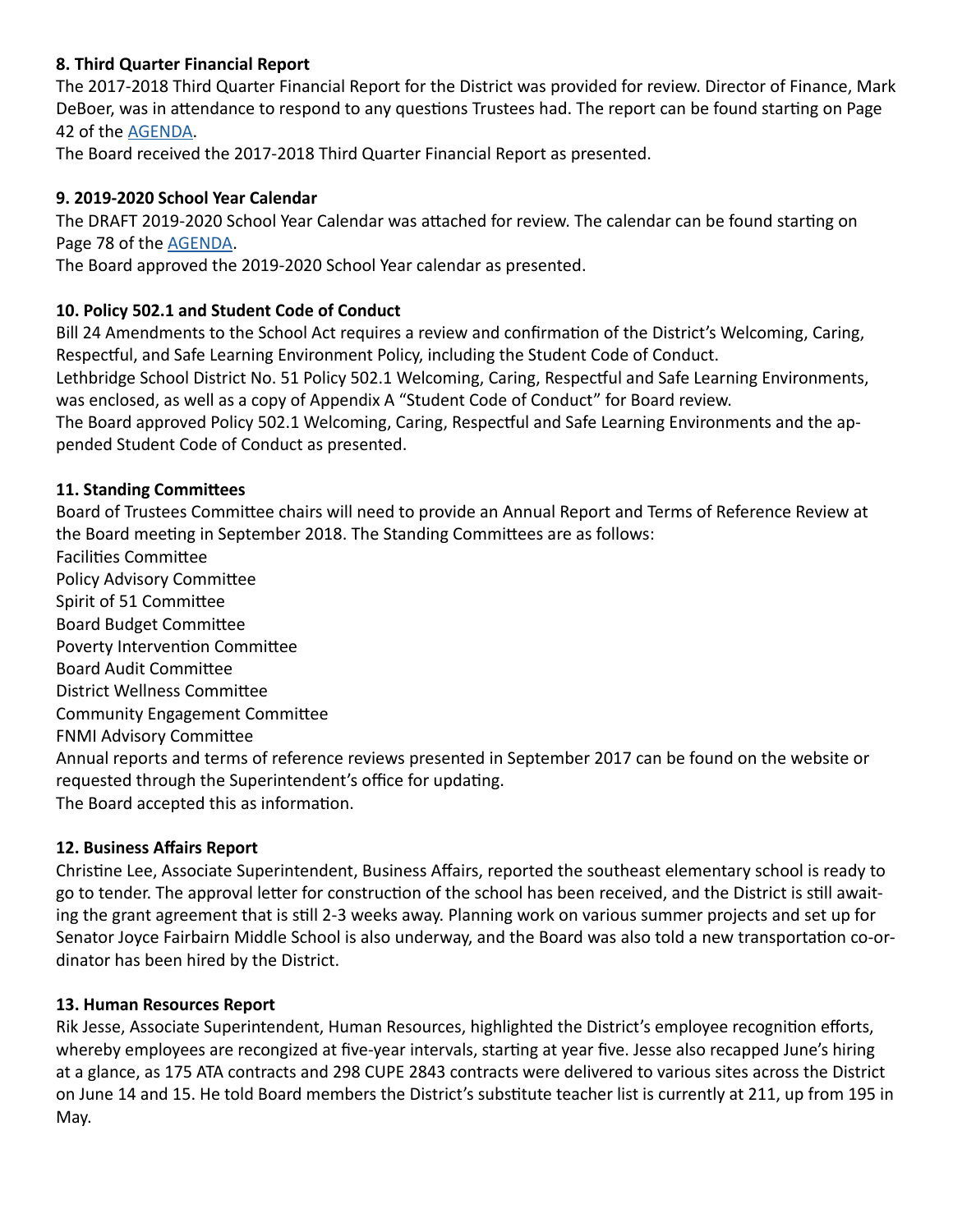**8. Third Quarter Financial Report**

The 2017-2018 Third Quarter Financial Report for the District was provided for review. Director of Finance, Mark DeBoer, was in attendance to respond to any questions Trustees had. The report can be found starting on Page 42 of the AGENDA.

The Board received the 2017-2018 Third Quarter Financial Report as presented.

**9. 2019-2020 School Year Calendar**

The DRAFT 2019-2020 School Year Calendar was attached for review. The calendar can be found starting on Page 78 of the AGENDA.

The Board approved the 2019-2020 School Year calendar as presented.

**10. Policy 502.1 and Student Code of Conduct**

Bill 24 Amendments to the School Act requires a review and confirmation of the District's Welcoming, Caring, Respectful, and Safe Learning Environment Policy, including the Student Code of Conduct.

Lethbridge School District No. 51 Policy 502.1 Welcoming, Caring, Respectful and Safe Learning Environments, was enclosed, as well as a copy of Appendix A "Student Code of Conduct" for Board review.

The Board approved Policy 502.1 Welcoming, Caring, Respectful and Safe Learning Environments and the appended Student Code of Conduct as presented.

**11. Standing Committees**

Board of Trustees Committee chairs will need to provide an Annual Report and Terms of Reference Review at the Board meeting in September 2018. The Standing Committees are as follows:

Facilities Committee
Policy Advisory Committee
Spirit of 51 Committee
Board Budget Committee
Poverty Intervention Committee
Board Audit Committee
District Wellness Committee
Community Engagement Committee
FNMI Advisory Committee

Annual reports and terms of reference reviews presented in September 2017 can be found on the website or requested through the Superintendent's office for updating.

The Board accepted this as information.

**12. Business Affairs Report**

Christine Lee, Associate Superintendent, Business Affairs, reported the southeast elementary school is ready to go to tender. The approval letter for construction of the school has been received, and the District is still awaiting the grant agreement that is still 2-3 weeks away. Planning work on various summer projects and set up for Senator Joyce Fairbairn Middle School is also underway, and the Board was also told a new transportation co-ordinator has been hired by the District.

**13. Human Resources Report**

Rik Jesse, Associate Superintendent, Human Resources, highlighted the District's employee recognition efforts, whereby employees are recongized at five-year intervals, starting at year five. Jesse also recapped June's hiring at a glance, as 175 ATA contracts and 298 CUPE 2843 contracts were delivered to various sites across the District on June 14 and 15. He told Board members the District's substitute teacher list is currently at 211, up from 195 in May.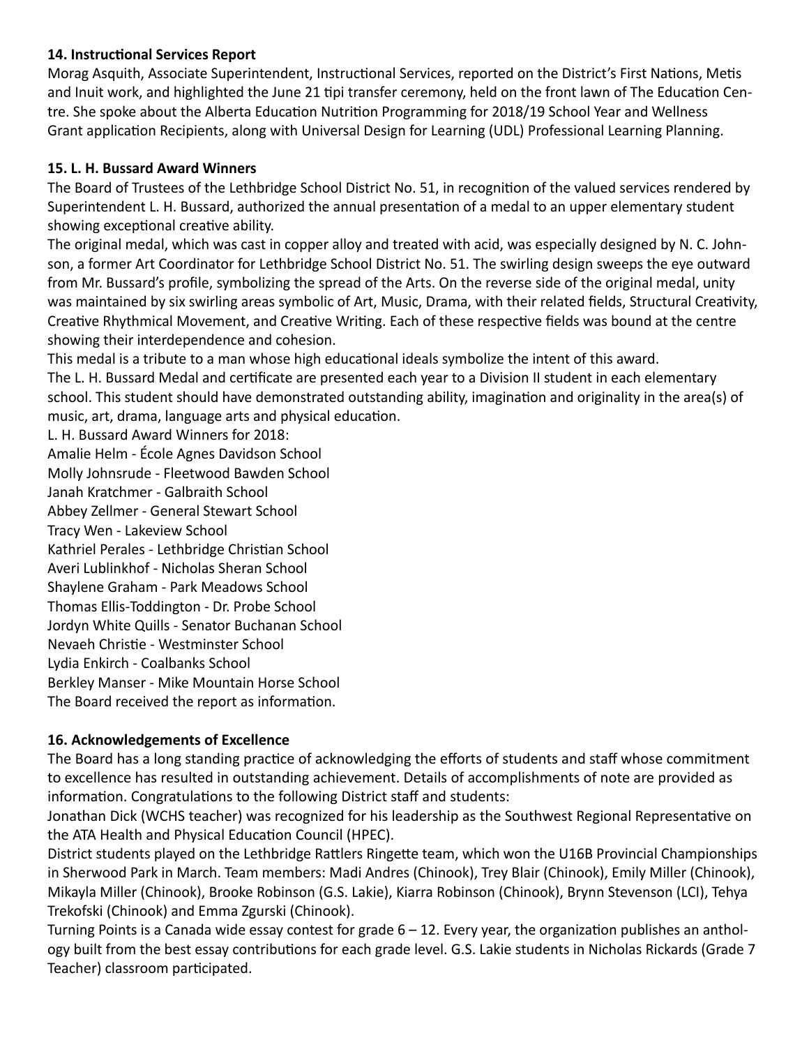**14. Instructional Services Report**

Morag Asquith, Associate Superintendent, Instructional Services, reported on the District's First Nations, Metis and Inuit work, and highlighted the June 21 tipi transfer ceremony, held on the front lawn of The Education Centre. She spoke about the Alberta Education Nutrition Programming for 2018/19 School Year and Wellness Grant application Recipients, along with Universal Design for Learning (UDL) Professional Learning Planning.

**15. L. H. Bussard Award Winners**

The Board of Trustees of the Lethbridge School District No. 51, in recognition of the valued services rendered by Superintendent L. H. Bussard, authorized the annual presentation of a medal to an upper elementary student showing exceptional creative ability.

The original medal, which was cast in copper alloy and treated with acid, was especially designed by N. C. Johnson, a former Art Coordinator for Lethbridge School District No. 51. The swirling design sweeps the eye outward from Mr. Bussard's profile, symbolizing the spread of the Arts. On the reverse side of the original medal, unity was maintained by six swirling areas symbolic of Art, Music, Drama, with their related fields, Structural Creativity, Creative Rhythmical Movement, and Creative Writing. Each of these respective fields was bound at the centre showing their interdependence and cohesion.

This medal is a tribute to a man whose high educational ideals symbolize the intent of this award.

The L. H. Bussard Medal and certificate are presented each year to a Division II student in each elementary school. This student should have demonstrated outstanding ability, imagination and originality in the area(s) of music, art, drama, language arts and physical education.

L. H. Bussard Award Winners for 2018:
Amalie Helm - École Agnes Davidson School
Molly Johnsrude - Fleetwood Bawden School
Janah Kratchmer - Galbraith School
Abbey Zellmer - General Stewart School
Tracy Wen - Lakeview School
Kathriel Perales - Lethbridge Christian School
Averi Lublinkhof - Nicholas Sheran School
Shaylene Graham - Park Meadows School
Thomas Ellis-Toddington - Dr. Probe School
Jordyn White Quills - Senator Buchanan School
Nevaeh Christie - Westminster School
Lydia Enkirch - Coalbanks School
Berkley Manser - Mike Mountain Horse School
The Board received the report as information.

**16. Acknowledgements of Excellence**

The Board has a long standing practice of acknowledging the efforts of students and staff whose commitment to excellence has resulted in outstanding achievement. Details of accomplishments of note are provided as information. Congratulations to the following District staff and students:

Jonathan Dick (WCHS teacher) was recognized for his leadership as the Southwest Regional Representative on the ATA Health and Physical Education Council (HPEC).

District students played on the Lethbridge Rattlers Ringette team, which won the U16B Provincial Championships in Sherwood Park in March. Team members: Madi Andres (Chinook), Trey Blair (Chinook), Emily Miller (Chinook), Mikayla Miller (Chinook), Brooke Robinson (G.S. Lakie), Kiarra Robinson (Chinook), Brynn Stevenson (LCI), Tehya Trekofski (Chinook) and Emma Zgurski (Chinook).

Turning Points is a Canada wide essay contest for grade 6 – 12. Every year, the organization publishes an anthology built from the best essay contributions for each grade level. G.S. Lakie students in Nicholas Rickards (Grade 7 Teacher) classroom participated.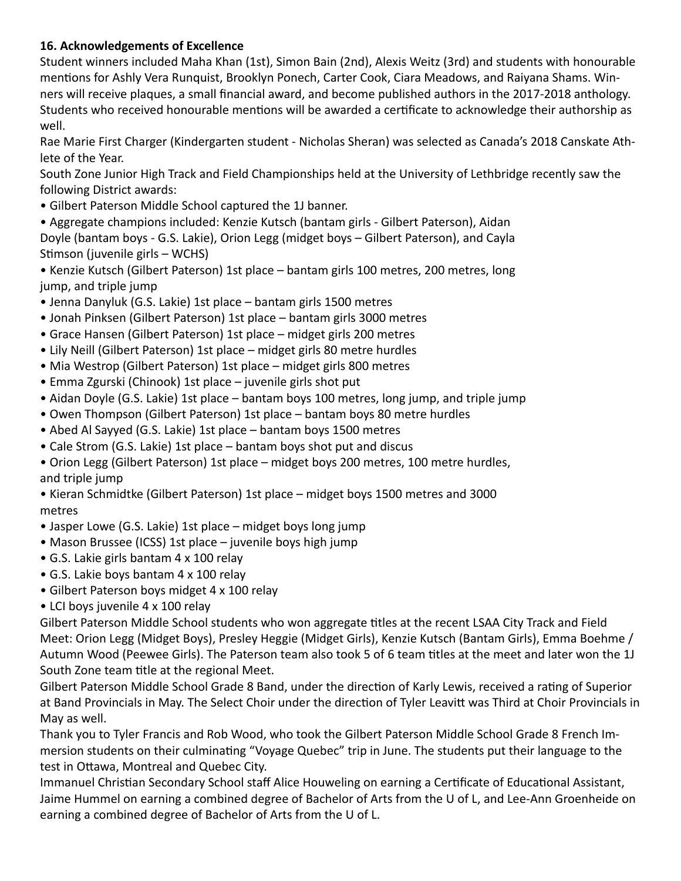**16. Acknowledgements of Excellence**

Student winners included Maha Khan (1st), Simon Bain (2nd), Alexis Weitz (3rd) and students with honourable mentions for Ashly Vera Runquist, Brooklyn Ponech, Carter Cook, Ciara Meadows, and Raiyana Shams. Winners will receive plaques, a small financial award, and become published authors in the 2017-2018 anthology. Students who received honourable mentions will be awarded a certificate to acknowledge their authorship as well.

Rae Marie First Charger (Kindergarten student - Nicholas Sheran) was selected as Canada's 2018 Canskate Athlete of the Year.

South Zone Junior High Track and Field Championships held at the University of Lethbridge recently saw the following District awards:

- Gilbert Paterson Middle School captured the 1J banner.
- Aggregate champions included: Kenzie Kutsch (bantam girls - Gilbert Paterson), Aidan Doyle (bantam boys - G.S. Lakie), Orion Legg (midget boys – Gilbert Paterson), and Cayla Stimson (juvenile girls – WCHS)
- Kenzie Kutsch (Gilbert Paterson) 1st place – bantam girls 100 metres, 200 metres, long jump, and triple jump
- Jenna Danyluk (G.S. Lakie) 1st place – bantam girls 1500 metres
- Jonah Pinksen (Gilbert Paterson) 1st place – bantam girls 3000 metres
- Grace Hansen (Gilbert Paterson) 1st place – midget girls 200 metres
- Lily Neill (Gilbert Paterson) 1st place – midget girls 80 metre hurdles
- Mia Westrop (Gilbert Paterson) 1st place – midget girls 800 metres
- Emma Zgurski (Chinook) 1st place – juvenile girls shot put
- Aidan Doyle (G.S. Lakie) 1st place – bantam boys 100 metres, long jump, and triple jump
- Owen Thompson (Gilbert Paterson) 1st place – bantam boys 80 metre hurdles
- Abed Al Sayyed (G.S. Lakie) 1st place – bantam boys 1500 metres
- Cale Strom (G.S. Lakie) 1st place – bantam boys shot put and discus
- Orion Legg (Gilbert Paterson) 1st place – midget boys 200 metres, 100 metre hurdles, and triple jump
- Kieran Schmidtke (Gilbert Paterson) 1st place – midget boys 1500 metres and 3000 metres
- Jasper Lowe (G.S. Lakie) 1st place – midget boys long jump
- Mason Brussee (ICSS) 1st place – juvenile boys high jump
- G.S. Lakie girls bantam 4 x 100 relay
- G.S. Lakie boys bantam 4 x 100 relay
- Gilbert Paterson boys midget 4 x 100 relay
- LCI boys juvenile 4 x 100 relay

Gilbert Paterson Middle School students who won aggregate titles at the recent LSAA City Track and Field Meet: Orion Legg (Midget Boys), Presley Heggie (Midget Girls), Kenzie Kutsch (Bantam Girls), Emma Boehme / Autumn Wood (Peewee Girls). The Paterson team also took 5 of 6 team titles at the meet and later won the 1J South Zone team title at the regional Meet.

Gilbert Paterson Middle School Grade 8 Band, under the direction of Karly Lewis, received a rating of Superior at Band Provincials in May. The Select Choir under the direction of Tyler Leavitt was Third at Choir Provincials in May as well.

Thank you to Tyler Francis and Rob Wood, who took the Gilbert Paterson Middle School Grade 8 French Immersion students on their culminating "Voyage Quebec" trip in June. The students put their language to the test in Ottawa, Montreal and Quebec City.

Immanuel Christian Secondary School staff Alice Houweling on earning a Certificate of Educational Assistant, Jaime Hummel on earning a combined degree of Bachelor of Arts from the U of L, and Lee-Ann Groenheide on earning a combined degree of Bachelor of Arts from the U of L.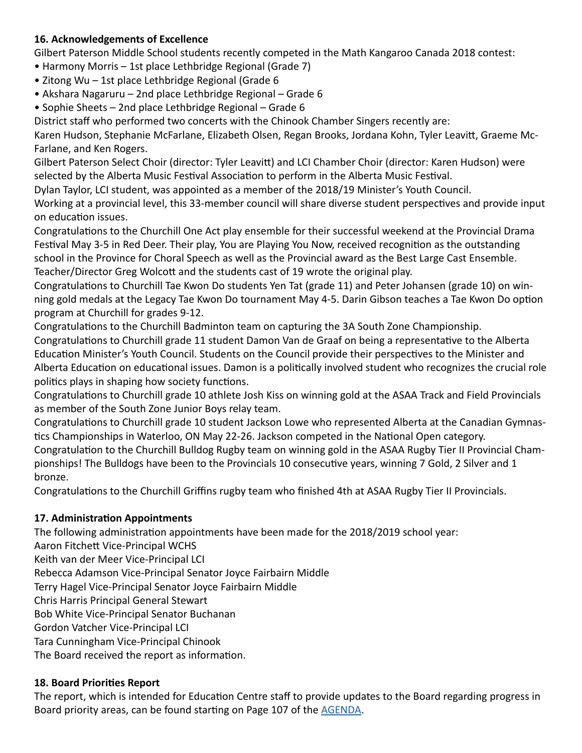### 16. Acknowledgements of Excellence

Gilbert Paterson Middle School students recently competed in the Math Kangaroo Canada 2018 contest:

- Harmony Morris – 1st place Lethbridge Regional (Grade 7)
- Zitong Wu – 1st place Lethbridge Regional (Grade 6
- Akshara Nagaruru – 2nd place Lethbridge Regional – Grade 6
- Sophie Sheets – 2nd place Lethbridge Regional – Grade 6

District staff who performed two concerts with the Chinook Chamber Singers recently are:
Karen Hudson, Stephanie McFarlane, Elizabeth Olsen, Regan Brooks, Jordana Kohn, Tyler Leavitt, Graeme McFarlane, and Ken Rogers.

Gilbert Paterson Select Choir (director: Tyler Leavitt) and LCI Chamber Choir (director: Karen Hudson) were selected by the Alberta Music Festival Association to perform in the Alberta Music Festival.

Dylan Taylor, LCI student, was appointed as a member of the 2018/19 Minister's Youth Council.
Working at a provincial level, this 33-member council will share diverse student perspectives and provide input on education issues.

Congratulations to the Churchill One Act play ensemble for their successful weekend at the Provincial Drama Festival May 3-5 in Red Deer. Their play, You are Playing You Now, received recognition as the outstanding school in the Province for Choral Speech as well as the Provincial award as the Best Large Cast Ensemble. Teacher/Director Greg Wolcott and the students cast of 19 wrote the original play.

Congratulations to Churchill Tae Kwon Do students Yen Tat (grade 11) and Peter Johansen (grade 10) on winning gold medals at the Legacy Tae Kwon Do tournament May 4-5. Darin Gibson teaches a Tae Kwon Do option program at Churchill for grades 9-12.

Congratulations to the Churchill Badminton team on capturing the 3A South Zone Championship.

Congratulations to Churchill grade 11 student Damon Van de Graaf on being a representative to the Alberta Education Minister's Youth Council. Students on the Council provide their perspectives to the Minister and Alberta Education on educational issues. Damon is a politically involved student who recognizes the crucial role politics plays in shaping how society functions.

Congratulations to Churchill grade 10 athlete Josh Kiss on winning gold at the ASAA Track and Field Provincials as member of the South Zone Junior Boys relay team.

Congratulations to Churchill grade 10 student Jackson Lowe who represented Alberta at the Canadian Gymnastics Championships in Waterloo, ON May 22-26. Jackson competed in the National Open category.

Congratulation to the Churchill Bulldog Rugby team on winning gold in the ASAA Rugby Tier II Provincial Championships! The Bulldogs have been to the Provincials 10 consecutive years, winning 7 Gold, 2 Silver and 1 bronze.

Congratulations to the Churchill Griffins rugby team who finished 4th at ASAA Rugby Tier II Provincials.

### 17. Administration Appointments

The following administration appointments have been made for the 2018/2019 school year:
Aaron Fitchett Vice-Principal WCHS
Keith van der Meer Vice-Principal LCI
Rebecca Adamson Vice-Principal Senator Joyce Fairbairn Middle
Terry Hagel Vice-Principal Senator Joyce Fairbairn Middle
Chris Harris Principal General Stewart
Bob White Vice-Principal Senator Buchanan
Gordon Vatcher Vice-Principal LCI
Tara Cunningham Vice-Principal Chinook
The Board received the report as information.

### 18. Board Priorities Report

The report, which is intended for Education Centre staff to provide updates to the Board regarding progress in Board priority areas, can be found starting on Page 107 of the AGENDA.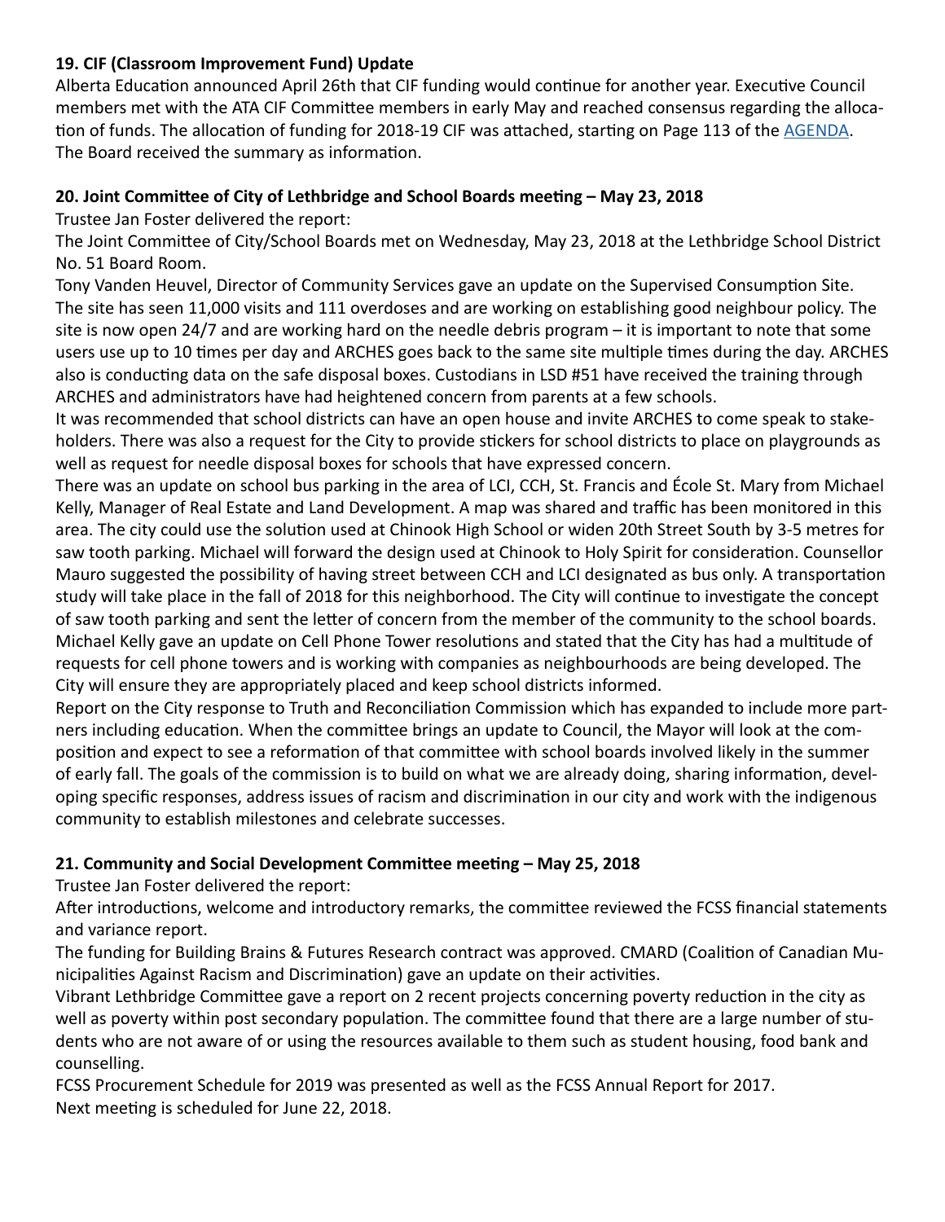**19. CIF (Classroom Improvement Fund) Update**

Alberta Education announced April 26th that CIF funding would continue for another year. Executive Council members met with the ATA CIF Committee members in early May and reached consensus regarding the allocation of funds. The allocation of funding for 2018-19 CIF was attached, starting on Page 113 of the AGENDA. The Board received the summary as information.

**20. Joint Committee of City of Lethbridge and School Boards meeting – May 23, 2018**

Trustee Jan Foster delivered the report:

The Joint Committee of City/School Boards met on Wednesday, May 23, 2018 at the Lethbridge School District No. 51 Board Room.

Tony Vanden Heuvel, Director of Community Services gave an update on the Supervised Consumption Site. The site has seen 11,000 visits and 111 overdoses and are working on establishing good neighbour policy. The site is now open 24/7 and are working hard on the needle debris program – it is important to note that some users use up to 10 times per day and ARCHES goes back to the same site multiple times during the day. ARCHES also is conducting data on the safe disposal boxes. Custodians in LSD #51 have received the training through ARCHES and administrators have had heightened concern from parents at a few schools.

It was recommended that school districts can have an open house and invite ARCHES to come speak to stakeholders. There was also a request for the City to provide stickers for school districts to place on playgrounds as well as request for needle disposal boxes for schools that have expressed concern.

There was an update on school bus parking in the area of LCI, CCH, St. Francis and École St. Mary from Michael Kelly, Manager of Real Estate and Land Development. A map was shared and traffic has been monitored in this area. The city could use the solution used at Chinook High School or widen 20th Street South by 3-5 metres for saw tooth parking. Michael will forward the design used at Chinook to Holy Spirit for consideration. Counsellor Mauro suggested the possibility of having street between CCH and LCI designated as bus only. A transportation study will take place in the fall of 2018 for this neighborhood. The City will continue to investigate the concept of saw tooth parking and sent the letter of concern from the member of the community to the school boards. Michael Kelly gave an update on Cell Phone Tower resolutions and stated that the City has had a multitude of requests for cell phone towers and is working with companies as neighbourhoods are being developed. The City will ensure they are appropriately placed and keep school districts informed.

Report on the City response to Truth and Reconciliation Commission which has expanded to include more partners including education. When the committee brings an update to Council, the Mayor will look at the composition and expect to see a reformation of that committee with school boards involved likely in the summer of early fall. The goals of the commission is to build on what we are already doing, sharing information, developing specific responses, address issues of racism and discrimination in our city and work with the indigenous community to establish milestones and celebrate successes.

**21. Community and Social Development Committee meeting – May 25, 2018**

Trustee Jan Foster delivered the report:

After introductions, welcome and introductory remarks, the committee reviewed the FCSS financial statements and variance report.

The funding for Building Brains & Futures Research contract was approved. CMARD (Coalition of Canadian Municipalities Against Racism and Discrimination) gave an update on their activities.

Vibrant Lethbridge Committee gave a report on 2 recent projects concerning poverty reduction in the city as well as poverty within post secondary population. The committee found that there are a large number of students who are not aware of or using the resources available to them such as student housing, food bank and counselling.

FCSS Procurement Schedule for 2019 was presented as well as the FCSS Annual Report for 2017.

Next meeting is scheduled for June 22, 2018.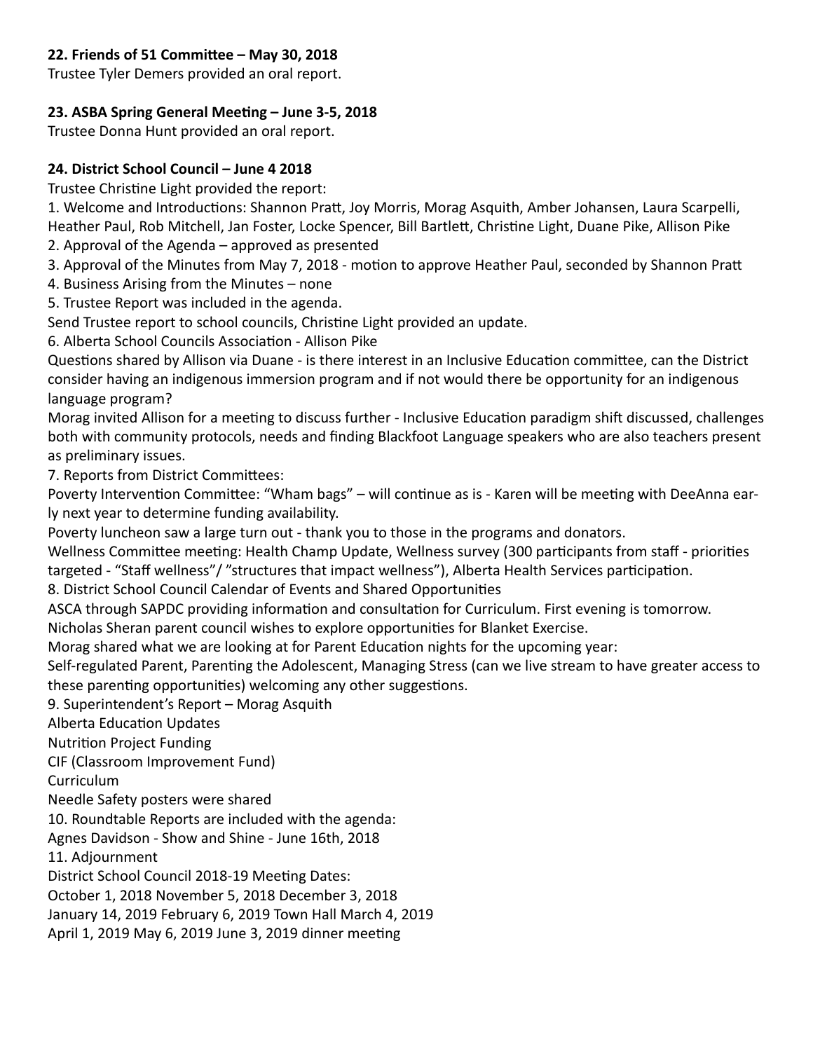**22. Friends of 51 Committee – May 30, 2018**

Trustee Tyler Demers provided an oral report.

**23. ASBA Spring General Meeting – June 3-5, 2018**

Trustee Donna Hunt provided an oral report.

**24. District School Council – June 4 2018**

Trustee Christine Light provided the report:

1. Welcome and Introductions: Shannon Pratt, Joy Morris, Morag Asquith, Amber Johansen, Laura Scarpelli, Heather Paul, Rob Mitchell, Jan Foster, Locke Spencer, Bill Bartlett, Christine Light, Duane Pike, Allison Pike
2. Approval of the Agenda – approved as presented
3. Approval of the Minutes from May 7, 2018 - motion to approve Heather Paul, seconded by Shannon Pratt
4. Business Arising from the Minutes – none
5. Trustee Report was included in the agenda.

Send Trustee report to school councils, Christine Light provided an update.

6. Alberta School Councils Association - Allison Pike

Questions shared by Allison via Duane - is there interest in an Inclusive Education committee, can the District consider having an indigenous immersion program and if not would there be opportunity for an indigenous language program?

Morag invited Allison for a meeting to discuss further - Inclusive Education paradigm shift discussed, challenges both with community protocols, needs and finding Blackfoot Language speakers who are also teachers present as preliminary issues.

7. Reports from District Committees:

Poverty Intervention Committee: "Wham bags" – will continue as is - Karen will be meeting with DeeAnna early next year to determine funding availability.

Poverty luncheon saw a large turn out - thank you to those in the programs and donators.

Wellness Committee meeting: Health Champ Update, Wellness survey (300 participants from staff - priorities targeted - "Staff wellness"/ "structures that impact wellness"), Alberta Health Services participation.

8. District School Council Calendar of Events and Shared Opportunities

ASCA through SAPDC providing information and consultation for Curriculum. First evening is tomorrow.

Nicholas Sheran parent council wishes to explore opportunities for Blanket Exercise.

Morag shared what we are looking at for Parent Education nights for the upcoming year:

Self-regulated Parent, Parenting the Adolescent, Managing Stress (can we live stream to have greater access to these parenting opportunities) welcoming any other suggestions.

9. Superintendent's Report – Morag Asquith

Alberta Education Updates

Nutrition Project Funding

CIF (Classroom Improvement Fund)

Curriculum

Needle Safety posters were shared

10. Roundtable Reports are included with the agenda:

Agnes Davidson - Show and Shine - June 16th, 2018

11. Adjournment

District School Council 2018-19 Meeting Dates:

October 1, 2018 November 5, 2018 December 3, 2018

January 14, 2019 February 6, 2019 Town Hall March 4, 2019

April 1, 2019 May 6, 2019 June 3, 2019 dinner meeting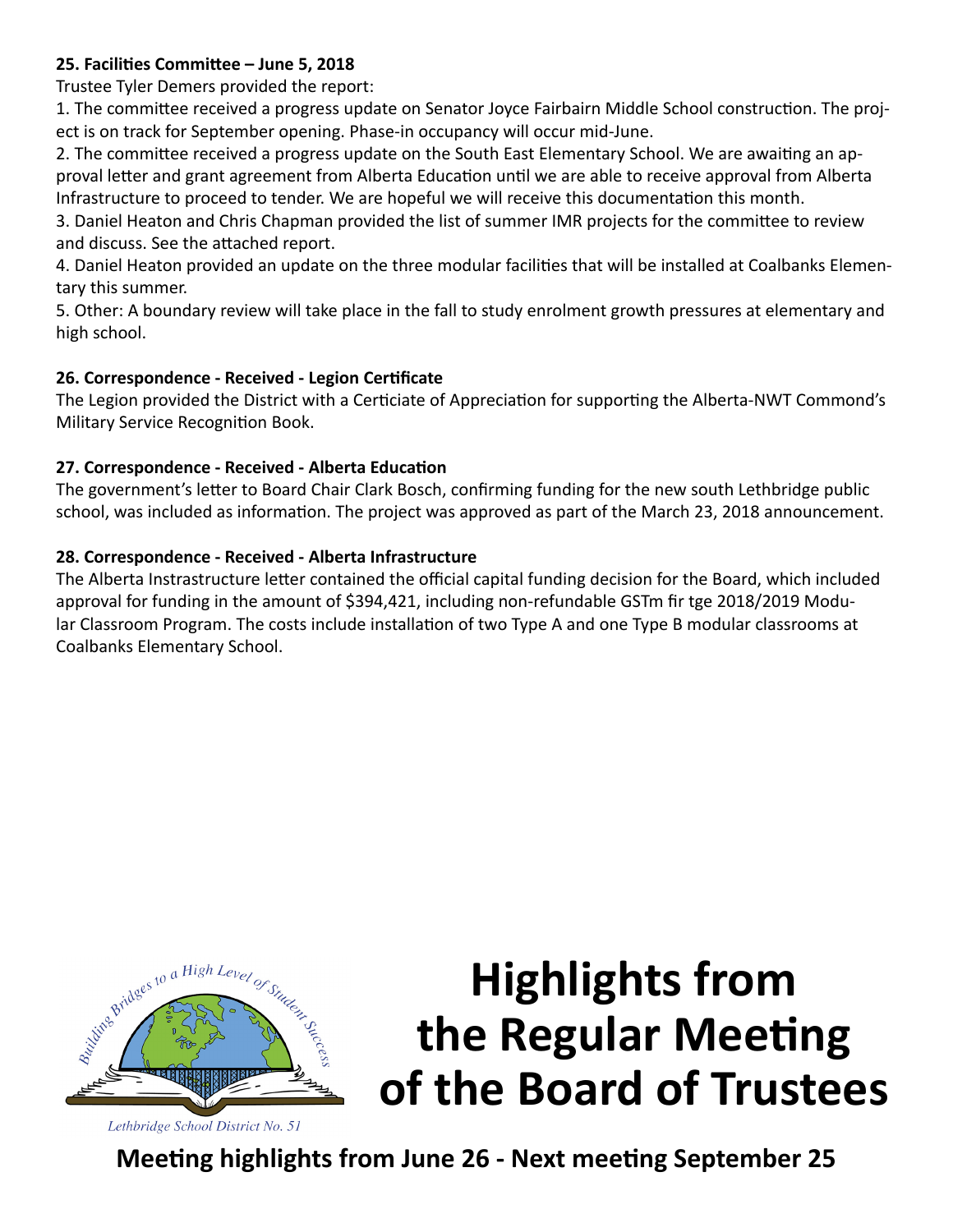**25. Facilities Committee – June 5, 2018**

Trustee Tyler Demers provided the report:

1. The committee received a progress update on Senator Joyce Fairbairn Middle School construction. The project is on track for September opening. Phase-in occupancy will occur mid-June.
2. The committee received a progress update on the South East Elementary School. We are awaiting an approval letter and grant agreement from Alberta Education until we are able to receive approval from Alberta Infrastructure to proceed to tender. We are hopeful we will receive this documentation this month.
3. Daniel Heaton and Chris Chapman provided the list of summer IMR projects for the committee to review and discuss. See the attached report.
4. Daniel Heaton provided an update on the three modular facilities that will be installed at Coalbanks Elementary this summer.
5. Other: A boundary review will take place in the fall to study enrolment growth pressures at elementary and high school.

**26. Correspondence - Received - Legion Certificate**

The Legion provided the District with a Certiciate of Appreciation for supporting the Alberta-NWT Commond's Military Service Recognition Book.

**27. Correspondence - Received - Alberta Education**

The government's letter to Board Chair Clark Bosch, confirming funding for the new south Lethbridge public school, was included as information. The project was approved as part of the March 23, 2018 announcement.

**28. Correspondence - Received - Alberta Infrastructure**

The Alberta Instrastructure letter contained the official capital funding decision for the Board, which included approval for funding in the amount of $394,421, including non-refundable GSTm fir tge 2018/2019 Modular Classroom Program. The costs include installation of two Type A and one Type B modular classrooms at Coalbanks Elementary School.

Building Bridges to a High Level of Student Success

Lethbridge School District No. 51

# Highlights from the Regular Meeting of the Board of Trustees

**Meeting highlights from June 26 - Next meeting September 25**